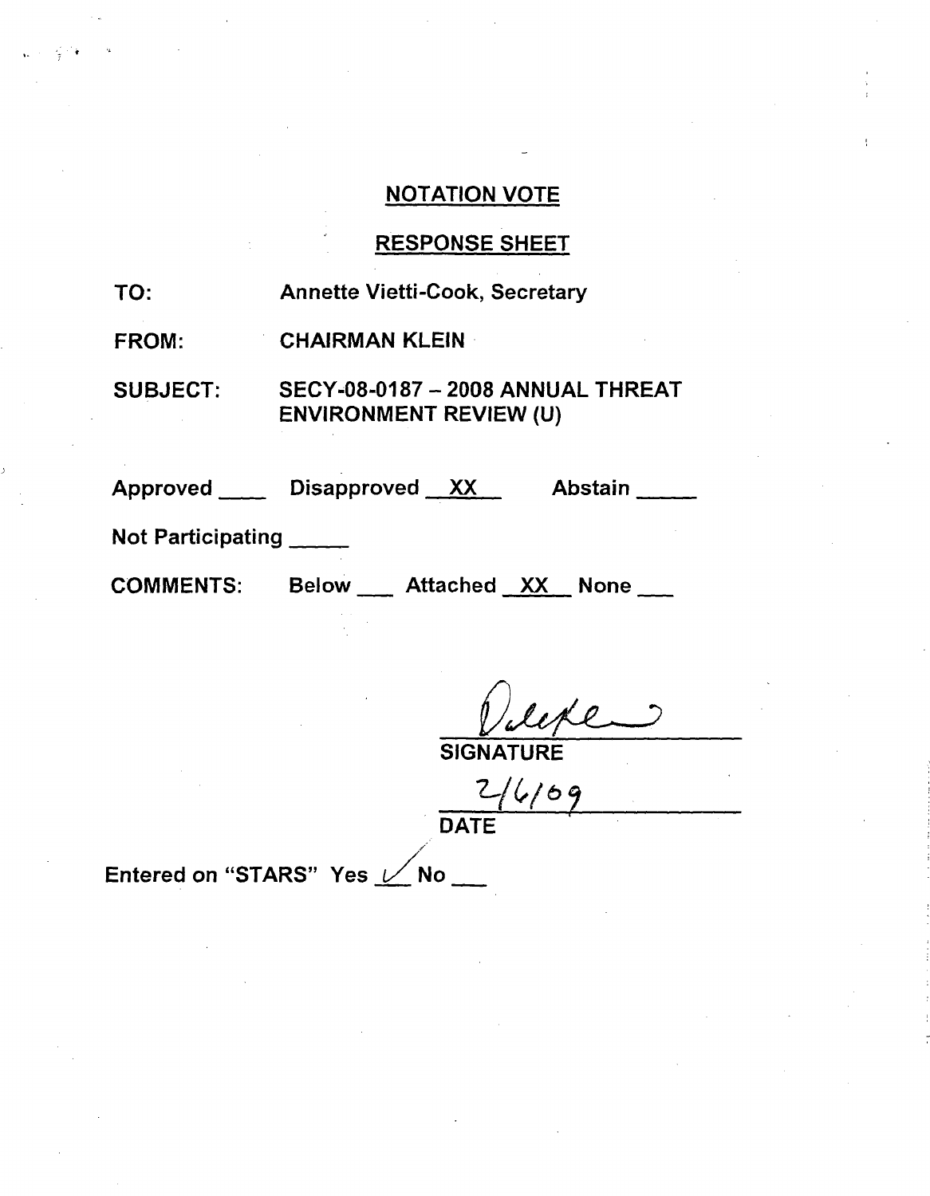## NOTATION VOTE

## RESPONSE SHEET

TO: Annette Vietti-Cook, Secretary

FROM: CHAIRMAN KLEIN

SUBJECT: SECY-08-0187 – 2008 ANNUAL THREAT ENVIRONMENT REVIEW (U)

Approved ____ Disapproved __XX__ Abstain _____

Not Participating _____

COMMENTS: Below ___ Attached __XX__ None ___

SIGNATURE

2/6/09

DATE

Entered on "STARS" Yes ✓ No ___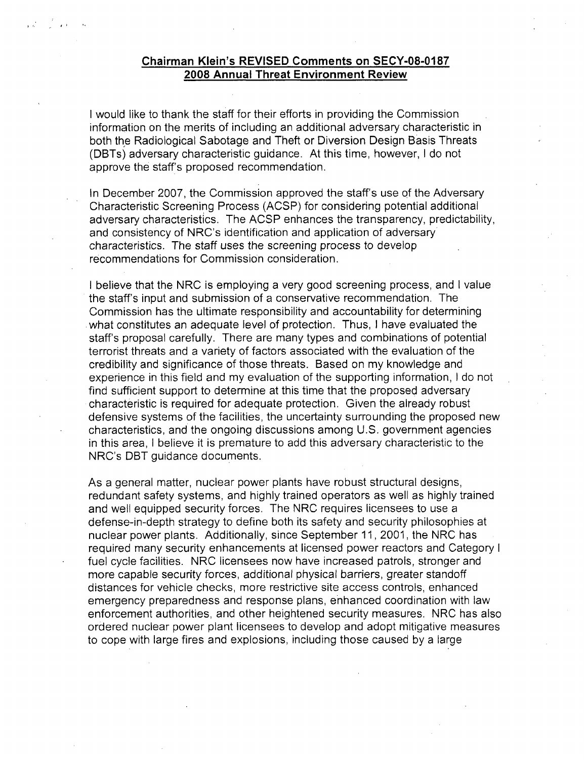**Chairman Klein's REVISED Comments on SECY-08-0187**
**2008 Annual Threat Environment Review**

I would like to thank the staff for their efforts in providing the Commission information on the merits of including an additional adversary characteristic in both the Radiological Sabotage and Theft or Diversion Design Basis Threats (DBTs) adversary characteristic guidance. At this time, however, I do not approve the staff's proposed recommendation.

In December 2007, the Commission approved the staff's use of the Adversary Characteristic Screening Process (ACSP) for considering potential additional adversary characteristics. The ACSP enhances the transparency, predictability, and consistency of NRC's identification and application of adversary characteristics. The staff uses the screening process to develop recommendations for Commission consideration.

I believe that the NRC is employing a very good screening process, and I value the staff's input and submission of a conservative recommendation. The Commission has the ultimate responsibility and accountability for determining what constitutes an adequate level of protection. Thus, I have evaluated the staff's proposal carefully. There are many types and combinations of potential terrorist threats and a variety of factors associated with the evaluation of the credibility and significance of those threats. Based on my knowledge and experience in this field and my evaluation of the supporting information, I do not find sufficient support to determine at this time that the proposed adversary characteristic is required for adequate protection. Given the already robust defensive systems of the facilities, the uncertainty surrounding the proposed new characteristics, and the ongoing discussions among U.S. government agencies in this area, I believe it is premature to add this adversary characteristic to the NRC's DBT guidance documents.

As a general matter, nuclear power plants have robust structural designs, redundant safety systems, and highly trained operators as well as highly trained and well equipped security forces. The NRC requires licensees to use a defense-in-depth strategy to define both its safety and security philosophies at nuclear power plants. Additionally, since September 11, 2001, the NRC has required many security enhancements at licensed power reactors and Category I fuel cycle facilities. NRC licensees now have increased patrols, stronger and more capable security forces, additional physical barriers, greater standoff distances for vehicle checks, more restrictive site access controls, enhanced emergency preparedness and response plans, enhanced coordination with law enforcement authorities, and other heightened security measures. NRC has also ordered nuclear power plant licensees to develop and adopt mitigative measures to cope with large fires and explosions, including those caused by a large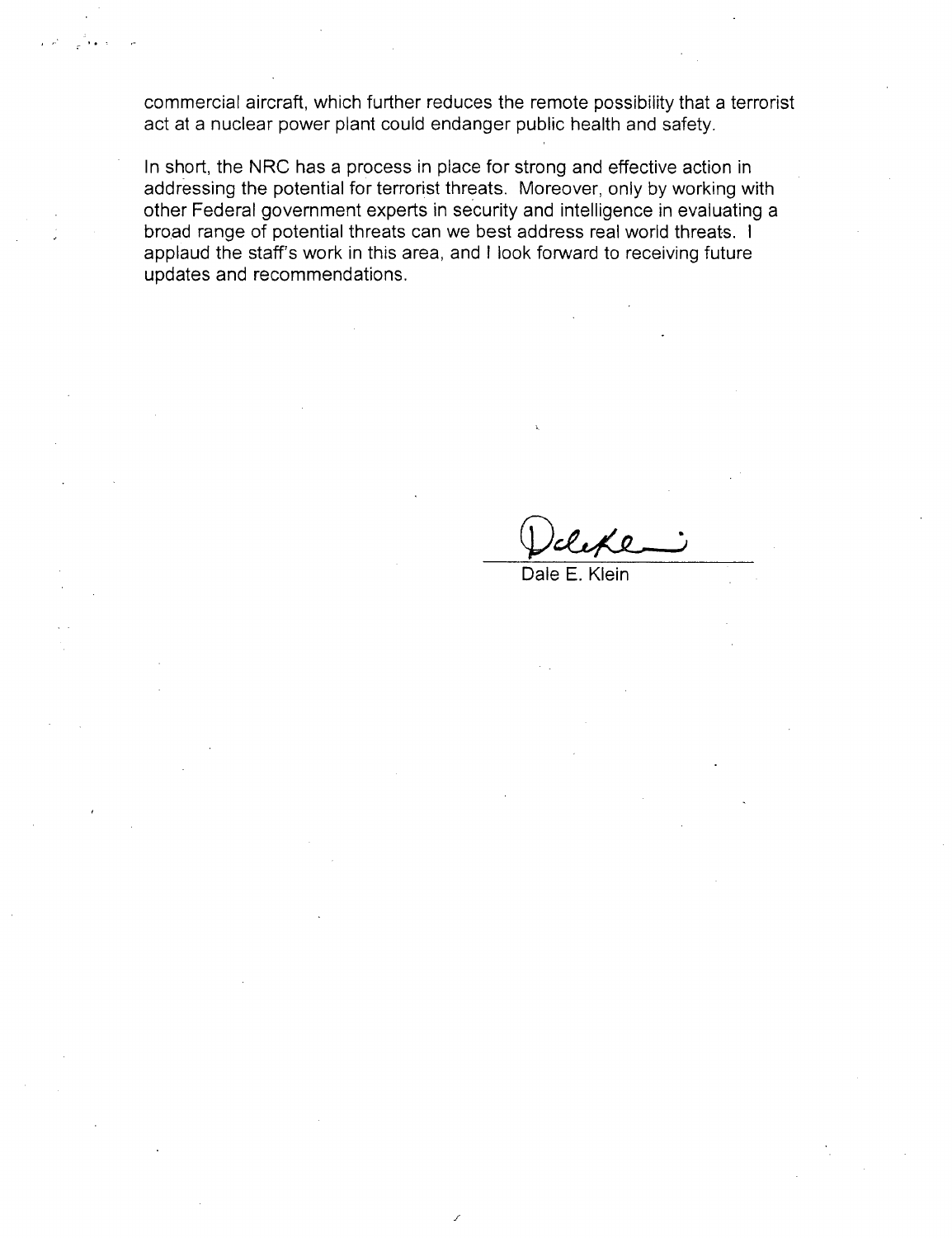commercial aircraft, which further reduces the remote possibility that a terrorist act at a nuclear power plant could endanger public health and safety.

In short, the NRC has a process in place for strong and effective action in addressing the potential for terrorist threats. Moreover, only by working with other Federal government experts in security and intelligence in evaluating a broad range of potential threats can we best address real world threats. I applaud the staff's work in this area, and I look forward to receiving future updates and recommendations.

Dale E. Klein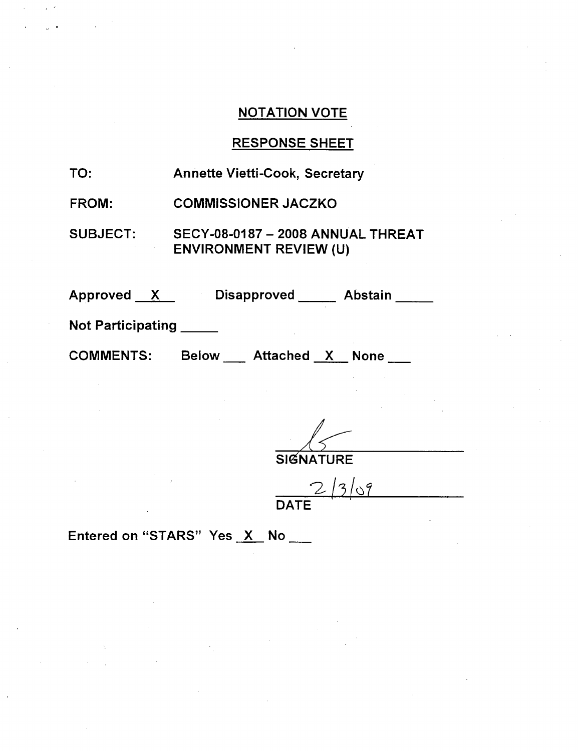## NOTATION VOTE

## RESPONSE SHEET

TO: Annette Vietti-Cook, Secretary

FROM: COMMISSIONER JACZKO

SUBJECT: SECY-08-0187 – 2008 ANNUAL THREAT ENVIRONMENT REVIEW (U)

Approved X  Disapproved ____ Abstain ____

Not Participating ____

COMMENTS: Below ___ Attached X None ___

SIGNATURE

2/3/09

DATE

Entered on "STARS" Yes X No ___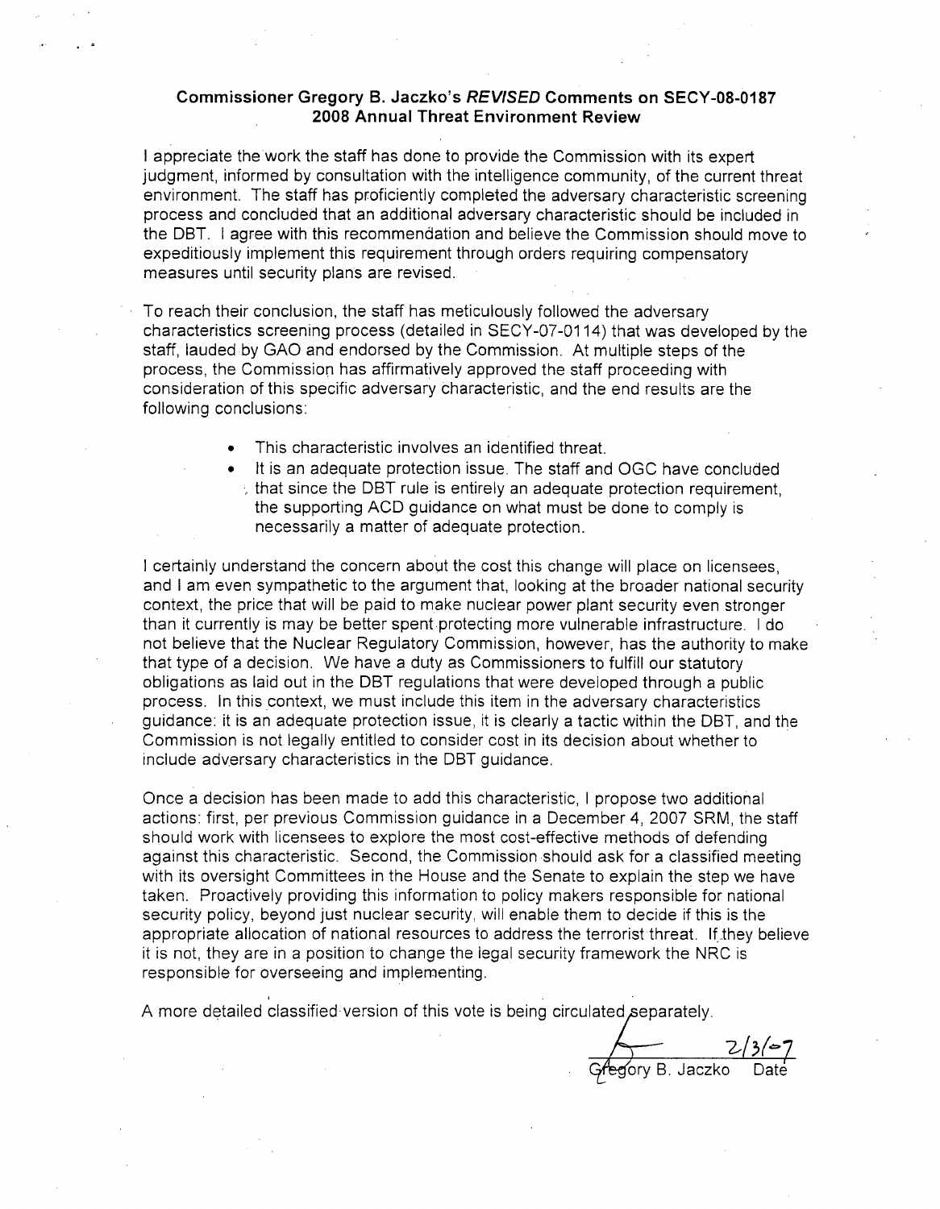**Commissioner Gregory B. Jaczko's *REVISED* Comments on SECY-08-0187**
**2008 Annual Threat Environment Review**

I appreciate the work the staff has done to provide the Commission with its expert judgment, informed by consultation with the intelligence community, of the current threat environment. The staff has proficiently completed the adversary characteristic screening process and concluded that an additional adversary characteristic should be included in the DBT. I agree with this recommendation and believe the Commission should move to expeditiously implement this requirement through orders requiring compensatory measures until security plans are revised.

To reach their conclusion, the staff has meticulously followed the adversary characteristics screening process (detailed in SECY-07-0114) that was developed by the staff, lauded by GAO and endorsed by the Commission. At multiple steps of the process, the Commission has affirmatively approved the staff proceeding with consideration of this specific adversary characteristic, and the end results are the following conclusions:

- This characteristic involves an identified threat.
- It is an adequate protection issue. The staff and OGC have concluded that since the DBT rule is entirely an adequate protection requirement, the supporting ACD guidance on what must be done to comply is necessarily a matter of adequate protection.

I certainly understand the concern about the cost this change will place on licensees, and I am even sympathetic to the argument that, looking at the broader national security context, the price that will be paid to make nuclear power plant security even stronger than it currently is may be better spent protecting more vulnerable infrastructure. I do not believe that the Nuclear Regulatory Commission, however, has the authority to make that type of a decision. We have a duty as Commissioners to fulfill our statutory obligations as laid out in the DBT regulations that were developed through a public process. In this context, we must include this item in the adversary characteristics guidance: it is an adequate protection issue, it is clearly a tactic within the DBT, and the Commission is not legally entitled to consider cost in its decision about whether to include adversary characteristics in the DBT guidance.

Once a decision has been made to add this characteristic, I propose two additional actions: first, per previous Commission guidance in a December 4, 2007 SRM, the staff should work with licensees to explore the most cost-effective methods of defending against this characteristic. Second, the Commission should ask for a classified meeting with its oversight Committees in the House and the Senate to explain the step we have taken. Proactively providing this information to policy makers responsible for national security policy, beyond just nuclear security, will enable them to decide if this is the appropriate allocation of national resources to address the terrorist threat. If they believe it is not, they are in a position to change the legal security framework the NRC is responsible for overseeing and implementing.

A more detailed classified version of this vote is being circulated separately.

Gregory B. Jaczko — Date: 2/3/07